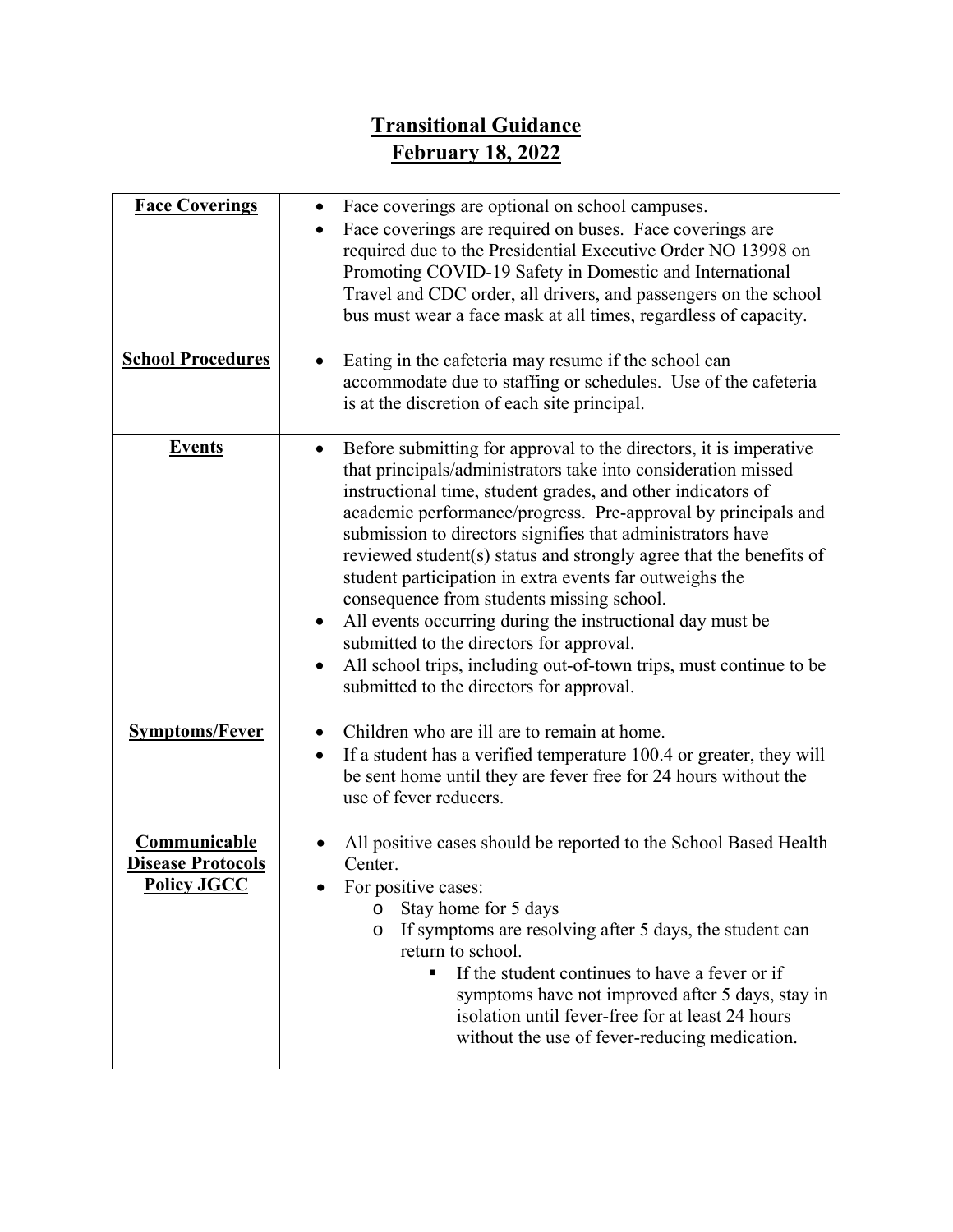# Transitional Guidance

## February 18, 2022

| | |
|---|---|
| **Face Coverings** | • Face coverings are optional on school campuses.<br>• Face coverings are required on buses. Face coverings are required due to the Presidential Executive Order NO 13998 on Promoting COVID-19 Safety in Domestic and International Travel and CDC order, all drivers, and passengers on the school bus must wear a face mask at all times, regardless of capacity. |
| **School Procedures** | • Eating in the cafeteria may resume if the school can accommodate due to staffing or schedules. Use of the cafeteria is at the discretion of each site principal. |
| **Events** | • Before submitting for approval to the directors, it is imperative that principals/administrators take into consideration missed instructional time, student grades, and other indicators of academic performance/progress. Pre-approval by principals and submission to directors signifies that administrators have reviewed student(s) status and strongly agree that the benefits of student participation in extra events far outweighs the consequence from students missing school.<br>• All events occurring during the instructional day must be submitted to the directors for approval.<br>• All school trips, including out-of-town trips, must continue to be submitted to the directors for approval. |
| **Symptoms/Fever** | • Children who are ill are to remain at home.<br>• If a student has a verified temperature 100.4 or greater, they will be sent home until they are fever free for 24 hours without the use of fever reducers. |
| **Communicable Disease Protocols Policy JGCC** | • All positive cases should be reported to the School Based Health Center.<br>• For positive cases:<br>&nbsp;&nbsp;&nbsp;&nbsp;o Stay home for 5 days<br>&nbsp;&nbsp;&nbsp;&nbsp;o If symptoms are resolving after 5 days, the student can return to school.<br>&nbsp;&nbsp;&nbsp;&nbsp;&nbsp;&nbsp;&nbsp;&nbsp;▪ If the student continues to have a fever or if symptoms have not improved after 5 days, stay in isolation until fever-free for at least 24 hours without the use of fever-reducing medication. |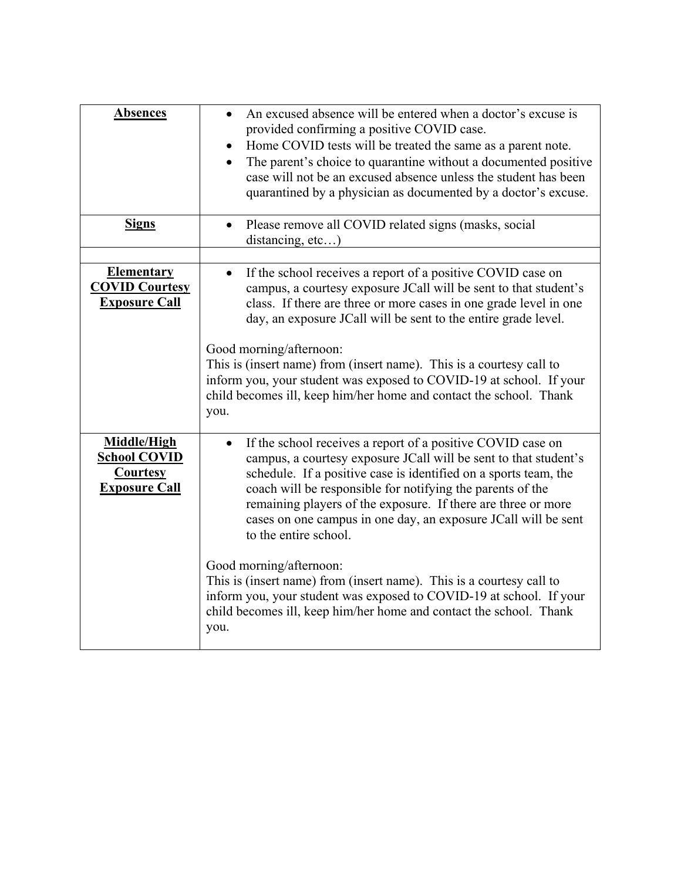| | |
|---|---|
| **Absences** | • An excused absence will be entered when a doctor's excuse is provided confirming a positive COVID case.<br>• Home COVID tests will be treated the same as a parent note.<br>• The parent's choice to quarantine without a documented positive case will not be an excused absence unless the student has been quarantined by a physician as documented by a doctor's excuse. |
| **Signs** | • Please remove all COVID related signs (masks, social distancing, etc…) |
| | |
| **Elementary COVID Courtesy Exposure Call** | • If the school receives a report of a positive COVID case on campus, a courtesy exposure JCall will be sent to that student's class. If there are three or more cases in one grade level in one day, an exposure JCall will be sent to the entire grade level.<br><br>Good morning/afternoon:<br>This is (insert name) from (insert name). This is a courtesy call to inform you, your student was exposed to COVID-19 at school. If your child becomes ill, keep him/her home and contact the school. Thank you. |
| **Middle/High School COVID Courtesy Exposure Call** | • If the school receives a report of a positive COVID case on campus, a courtesy exposure JCall will be sent to that student's schedule. If a positive case is identified on a sports team, the coach will be responsible for notifying the parents of the remaining players of the exposure. If there are three or more cases on one campus in one day, an exposure JCall will be sent to the entire school.<br><br>Good morning/afternoon:<br>This is (insert name) from (insert name). This is a courtesy call to inform you, your student was exposed to COVID-19 at school. If your child becomes ill, keep him/her home and contact the school. Thank you. |